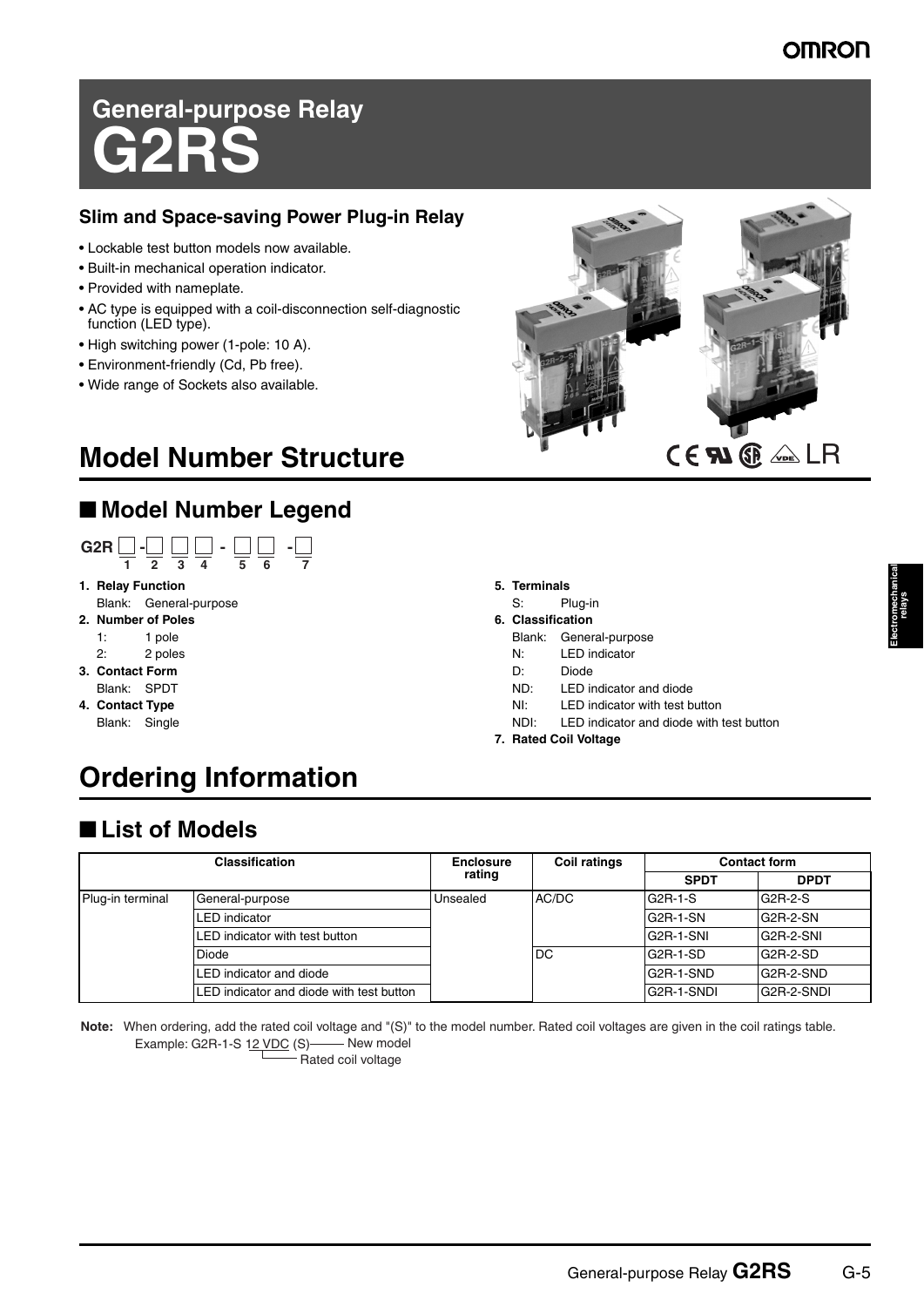# General-purpose Relay
# G2RS

### Slim and Space-saving Power Plug-in Relay

- Lockable test button models now available.
- Built-in mechanical operation indicator.
- Provided with nameplate.
- AC type is equipped with a coil-disconnection self-diagnostic function (LED type).
- High switching power (1-pole: 10 A).
- Environment-friendly (Cd, Pb free).
- Wide range of Sockets also available.

## Model Number Structure

### ■ Model Number Legend

G2R □ - □ □ □ - □ □ - □
 1 2 3 4 5 6 7

**1. Relay Function**
Blank: General-purpose

**2. Number of Poles**
1: 1 pole
2: 2 poles

**3. Contact Form**
Blank: SPDT

**4. Contact Type**
Blank: Single

**5. Terminals**
S: Plug-in

**6. Classification**
Blank: General-purpose
N: LED indicator
D: Diode
ND: LED indicator and diode
NI: LED indicator with test button
NDI: LED indicator and diode with test button

**7. Rated Coil Voltage**

## Ordering Information

### ■ List of Models

| Classification | | Enclosure rating | Coil ratings | Contact form | |
|---|---|---|---|---|---|
| | | | | SPDT | DPDT |
| Plug-in terminal | General-purpose | Unsealed | AC/DC | G2R-1-S | G2R-2-S |
| | LED indicator | | | G2R-1-SN | G2R-2-SN |
| | LED indicator with test button | | | G2R-1-SNI | G2R-2-SNI |
| | Diode | | DC | G2R-1-SD | G2R-2-SD |
| | LED indicator and diode | | | G2R-1-SND | G2R-2-SND |
| | LED indicator and diode with test button | | | G2R-1-SNDI | G2R-2-SNDI |

**Note:** When ordering, add the rated coil voltage and "(S)" to the model number. Rated coil voltages are given in the coil ratings table.
Example: G2R-1-S 12 VDC (S) — New model
Rated coil voltage (12 VDC)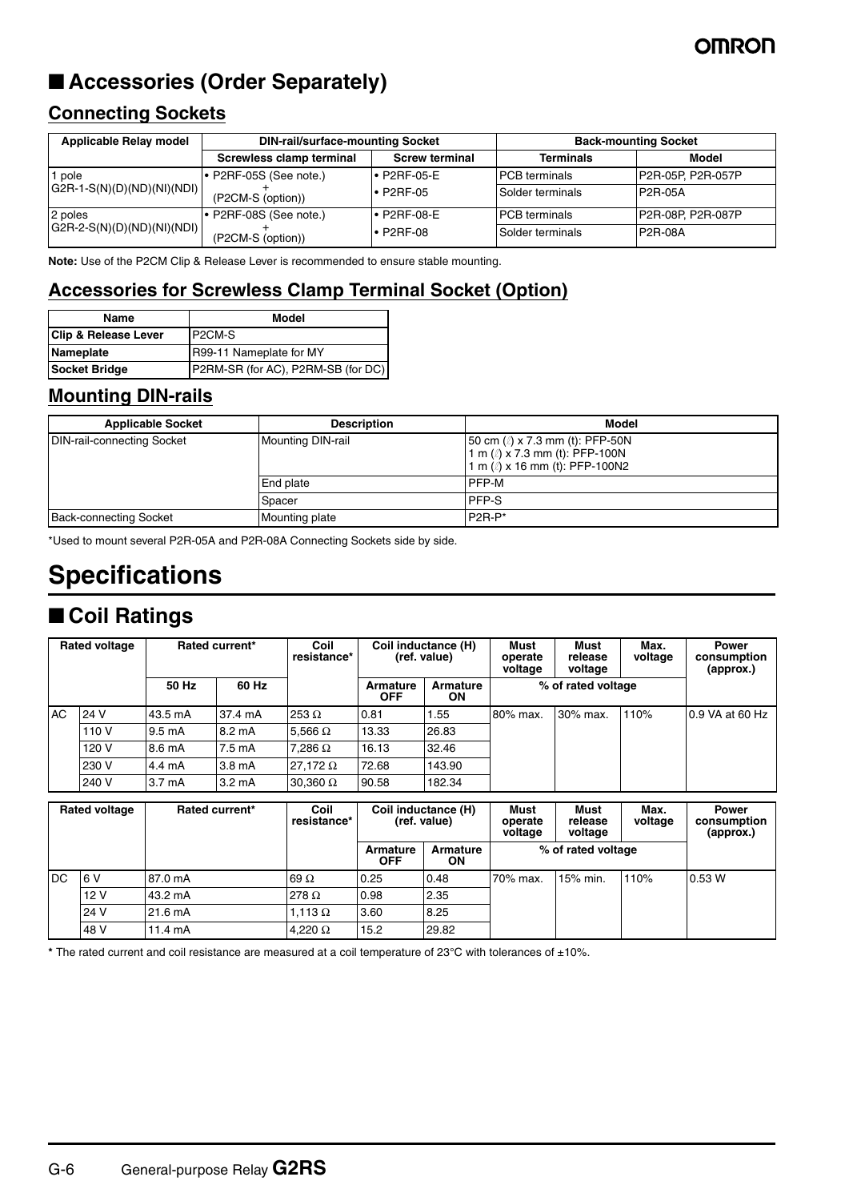## ■ Accessories (Order Separately)

### Connecting Sockets

| Applicable Relay model | DIN-rail/surface-mounting Socket | | Back-mounting Socket | |
|---|---|---|---|---|
| | Screwless clamp terminal | Screw terminal | Terminals | Model |
| 1 pole G2R-1-S(N)(D)(ND)(NI)(NDI) | • P2RF-05S (See note.) + (P2CM-S (option)) | • P2RF-05-E | PCB terminals | P2R-05P, P2R-057P |
| | | • P2RF-05 | Solder terminals | P2R-05A |
| 2 poles G2R-2-S(N)(D)(ND)(NI)(NDI) | • P2RF-08S (See note.) + (P2CM-S (option)) | • P2RF-08-E | PCB terminals | P2R-08P, P2R-087P |
| | | • P2RF-08 | Solder terminals | P2R-08A |

**Note:** Use of the P2CM Clip & Release Lever is recommended to ensure stable mounting.

### Accessories for Screwless Clamp Terminal Socket (Option)

| Name | Model |
|---|---|
| **Clip & Release Lever** | P2CM-S |
| **Nameplate** | R99-11 Nameplate for MY |
| **Socket Bridge** | P2RM-SR (for AC), P2RM-SB (for DC) |

### Mounting DIN-rails

| Applicable Socket | Description | Model |
|---|---|---|
| DIN-rail-connecting Socket | Mounting DIN-rail | 50 cm (l) x 7.3 mm (t): PFP-50N<br>1 m (l) x 7.3 mm (t): PFP-100N<br>1 m (l) x 16 mm (t): PFP-100N2 |
| | End plate | PFP-M |
| | Spacer | PFP-S |
| Back-connecting Socket | Mounting plate | P2R-P* |

*Used to mount several P2R-05A and P2R-08A Connecting Sockets side by side.

# Specifications

## ■ Coil Ratings

| Rated voltage | | Rated current* | | Coil resistance* | Coil inductance (H) (ref. value) | | Must operate voltage | Must release voltage | Max. voltage | Power consumption (approx.) |
|---|---|---|---|---|---|---|---|---|---|---|
| | | 50 Hz | 60 Hz | | Armature OFF | Armature ON | % of rated voltage | | | |
| AC | 24 V | 43.5 mA | 37.4 mA | 253 Ω | 0.81 | 1.55 | 80% max. | 30% max. | 110% | 0.9 VA at 60 Hz |
| | 110 V | 9.5 mA | 8.2 mA | 5,566 Ω | 13.33 | 26.83 | | | | |
| | 120 V | 8.6 mA | 7.5 mA | 7,286 Ω | 16.13 | 32.46 | | | | |
| | 230 V | 4.4 mA | 3.8 mA | 27,172 Ω | 72.68 | 143.90 | | | | |
| | 240 V | 3.7 mA | 3.2 mA | 30,360 Ω | 90.58 | 182.34 | | | | |

| Rated voltage | | Rated current* | Coil resistance* | Coil inductance (H) (ref. value) | | Must operate voltage | Must release voltage | Max. voltage | Power consumption (approx.) |
|---|---|---|---|---|---|---|---|---|---|
| | | | | Armature OFF | Armature ON | % of rated voltage | | | |
| DC | 6 V | 87.0 mA | 69 Ω | 0.25 | 0.48 | 70% max. | 15% min. | 110% | 0.53 W |
| | 12 V | 43.2 mA | 278 Ω | 0.98 | 2.35 | | | | |
| | 24 V | 21.6 mA | 1,113 Ω | 3.60 | 8.25 | | | | |
| | 48 V | 11.4 mA | 4,220 Ω | 15.2 | 29.82 | | | | |

**\*** The rated current and coil resistance are measured at a coil temperature of 23°C with tolerances of ±10%.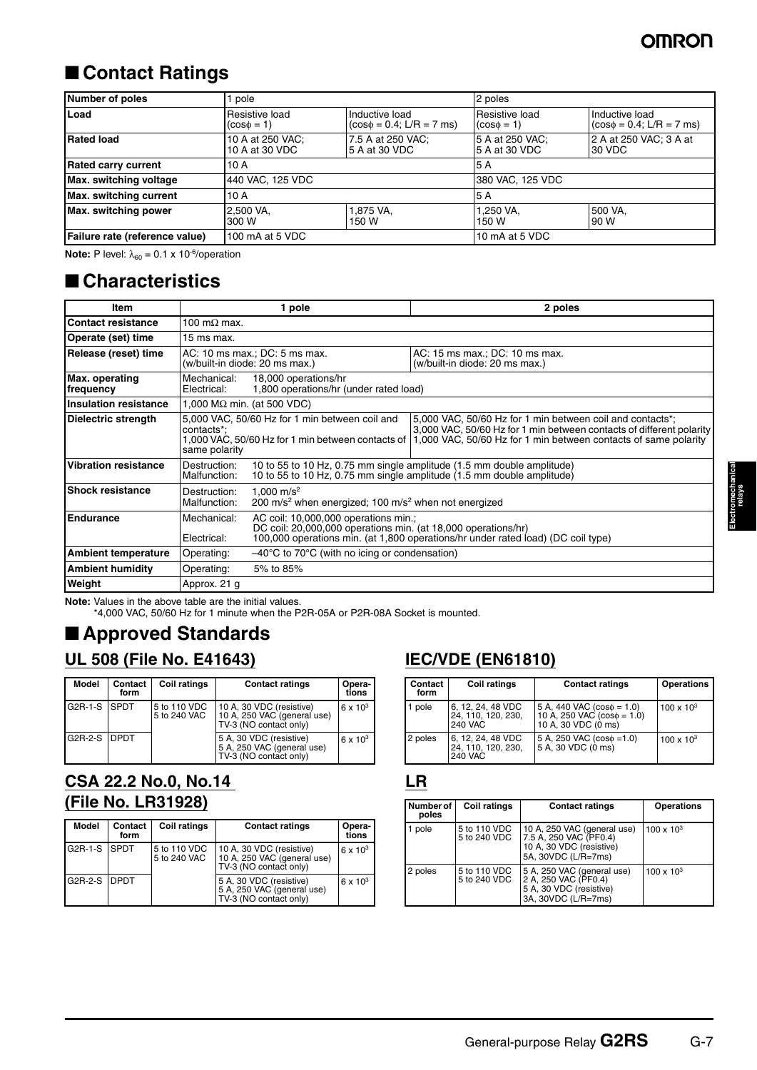## ■ Contact Ratings

| Number of poles | 1 pole | | 2 poles | |
|---|---|---|---|---|
| Load | Resistive load (cosφ = 1) | Inductive load (cosφ = 0.4; L/R = 7 ms) | Resistive load (cosφ = 1) | Inductive load (cosφ = 0.4; L/R = 7 ms) |
| Rated load | 10 A at 250 VAC; 10 A at 30 VDC | 7.5 A at 250 VAC; 5 A at 30 VDC | 5 A at 250 VAC; 5 A at 30 VDC | 2 A at 250 VAC; 3 A at 30 VDC |
| Rated carry current | 10 A | | 5 A | |
| Max. switching voltage | 440 VAC, 125 VDC | | 380 VAC, 125 VDC | |
| Max. switching current | 10 A | | 5 A | |
| Max. switching power | 2,500 VA, 300 W | 1,875 VA, 150 W | 1,250 VA, 150 W | 500 VA, 90 W |
| Failure rate (reference value) | 100 mA at 5 VDC | | 10 mA at 5 VDC | |

**Note:** P level: $\lambda_{60}$ = 0.1 x $10^{-6}$/operation

## ■ Characteristics

| Item | 1 pole | 2 poles |
|---|---|---|
| Contact resistance | 100 mΩ max. | |
| Operate (set) time | 15 ms max. | |
| Release (reset) time | AC: 10 ms max.; DC: 5 ms max. (w/built-in diode: 20 ms max.) | AC: 15 ms max.; DC: 10 ms max. (w/built-in diode: 20 ms max.) |
| Max. operating frequency | Mechanical: 18,000 operations/hr<br>Electrical: 1,800 operations/hr (under rated load) | |
| Insulation resistance | 1,000 MΩ min. (at 500 VDC) | |
| Dielectric strength | 5,000 VAC, 50/60 Hz for 1 min between coil and contacts*;<br>1,000 VAC, 50/60 Hz for 1 min between contacts of same polarity | 5,000 VAC, 50/60 Hz for 1 min between coil and contacts*;<br>3,000 VAC, 50/60 Hz for 1 min between contacts of different polarity<br>1,000 VAC, 50/60 Hz for 1 min between contacts of same polarity |
| Vibration resistance | Destruction: 10 to 55 to 10 Hz, 0.75 mm single amplitude (1.5 mm double amplitude)<br>Malfunction: 10 to 55 to 10 Hz, 0.75 mm single amplitude (1.5 mm double amplitude) | |
| Shock resistance | Destruction: 1,000 $m/s^2$<br>Malfunction: 200 $m/s^2$ when energized; 100 $m/s^2$ when not energized | |
| Endurance | Mechanical: AC coil: 10,000,000 operations min.;<br>DC coil: 20,000,000 operations min. (at 18,000 operations/hr)<br>Electrical: 100,000 operations min. (at 1,800 operations/hr under rated load) (DC coil type) | |
| Ambient temperature | Operating: –40°C to 70°C (with no icing or condensation) | |
| Ambient humidity | Operating: 5% to 85% | |
| Weight | Approx. 21 g | |

**Note:** Values in the above table are the initial values.
*4,000 VAC, 50/60 Hz for 1 minute when the P2R-05A or P2R-08A Socket is mounted.

## ■ Approved Standards

### UL 508 (File No. E41643)

| Model | Contact form | Coil ratings | Contact ratings | Operations |
|---|---|---|---|---|
| G2R-1-S | SPDT | 5 to 110 VDC<br>5 to 240 VAC | 10 A, 30 VDC (resistive)<br>10 A, 250 VAC (general use)<br>TV-3 (NO contact only) | 6 x $10^3$ |
| G2R-2-S | DPDT | | 5 A, 30 VDC (resistive)<br>5 A, 250 VAC (general use)<br>TV-3 (NO contact only) | 6 x $10^3$ |

### CSA 22.2 No.0, No.14 (File No. LR31928)

| Model | Contact form | Coil ratings | Contact ratings | Operations |
|---|---|---|---|---|
| G2R-1-S | SPDT | 5 to 110 VDC<br>5 to 240 VAC | 10 A, 30 VDC (resistive)<br>10 A, 250 VAC (general use)<br>TV-3 (NO contact only) | 6 x $10^3$ |
| G2R-2-S | DPDT | | 5 A, 30 VDC (resistive)<br>5 A, 250 VAC (general use)<br>TV-3 (NO contact only) | 6 x $10^3$ |

### IEC/VDE (EN61810)

| Contact form | Coil ratings | Contact ratings | Operations |
|---|---|---|---|
| 1 pole | 6, 12, 24, 48 VDC<br>24, 110, 120, 230, 240 VAC | 5 A, 440 VAC (cosφ = 1.0)<br>10 A, 250 VAC (cosφ = 1.0)<br>10 A, 30 VDC (0 ms) | 100 x $10^3$ |
| 2 poles | 6, 12, 24, 48 VDC<br>24, 110, 120, 230, 240 VAC | 5 A, 250 VAC (cosφ =1.0)<br>5 A, 30 VDC (0 ms) | 100 x $10^3$ |

### LR

| Number of poles | Coil ratings | Contact ratings | Operations |
|---|---|---|---|
| 1 pole | 5 to 110 VDC<br>5 to 240 VDC | 10 A, 250 VAC (general use)<br>7.5 A, 250 VAC (PF0.4)<br>10 A, 30 VDC (resistive)<br>5A, 30VDC (L/R=7ms) | 100 x $10^3$ |
| 2 poles | 5 to 110 VDC<br>5 to 240 VDC | 5 A, 250 VAC (general use)<br>2 A, 250 VAC (PF0.4)<br>5 A, 30 VDC (resistive)<br>3A, 30VDC (L/R=7ms) | 100 x $10^3$ |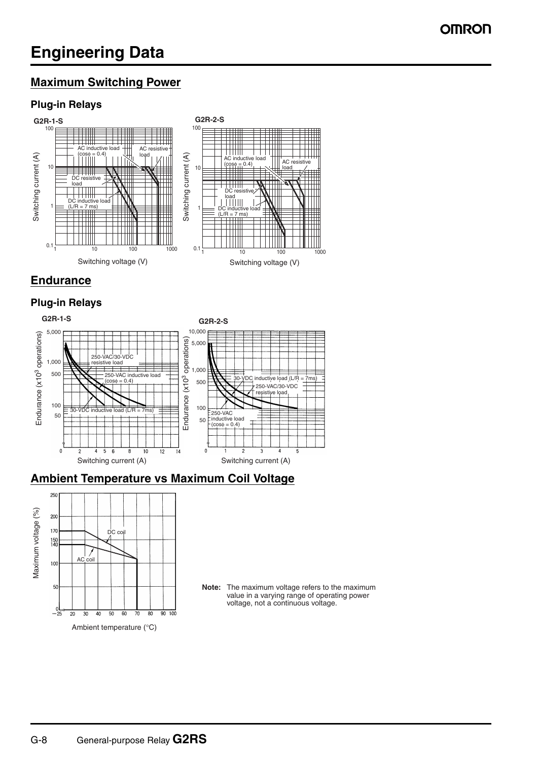# Engineering Data

## Maximum Switching Power

### Plug-in Relays

**G2R-1-S**

Switching current (A)

AC inductive load (cosφ = 0.4)

AC resistive load

DC resistive load

DC inductive load (L/R = 7 ms)

Switching voltage (V)

**G2R-2-S**

Switching current (A)

AC inductive load (cosφ = 0.4)

AC resistive load

DC resistive load

DC inductive load (L/R = 7 ms)

Switching voltage (V)

## Endurance

### Plug-in Relays

**G2R-1-S**

Endurance ($\times 10^3$ operations)

250-VAC/30-VDC resistive load

250-VAC inductive load (cosφ = 0.4)

30-VDC inductive load (L/R = 7ms)

Switching current (A)

**G2R-2-S**

Endurance ($\times 10^3$ operations)

30-VDC inductive load (L/R = 7ms)

250-VAC/30-VDC resistive load

250-VAC inductive load (cosφ = 0.4)

Switching current (A)

## Ambient Temperature vs Maximum Coil Voltage

Maximum voltage (%)

DC coil

AC coil

Ambient temperature (°C)

**Note:** The maximum voltage refers to the maximum value in a varying range of operating power voltage, not a continuous voltage.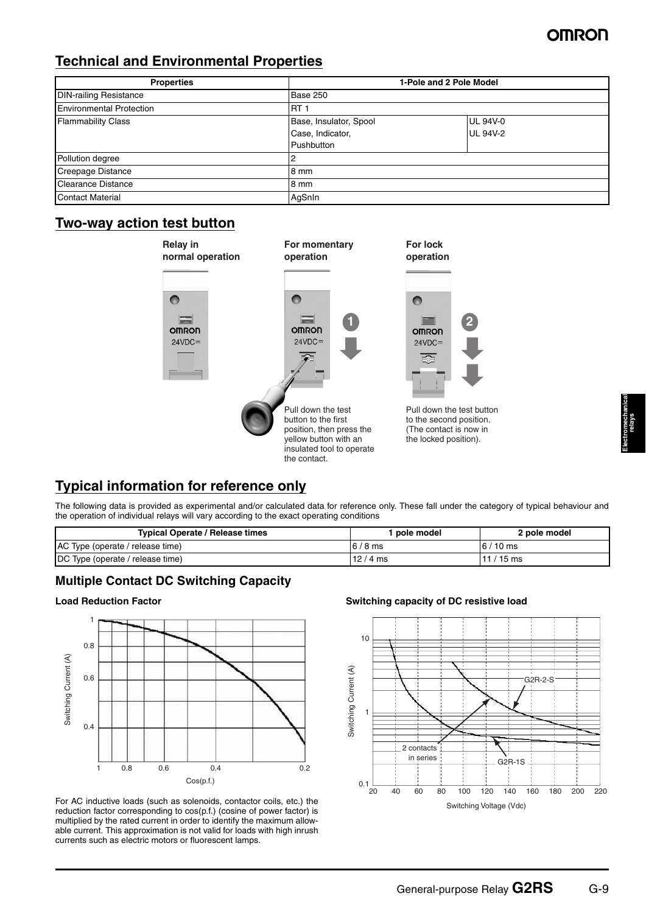## Technical and Environmental Properties

| Properties | 1-Pole and 2 Pole Model | |
|---|---|---|
| DIN-railing Resistance | Base 250 | |
| Environmental Protection | RT 1 | |
| Flammability Class | Base, Insulator, Spool | UL 94V-0 |
| | Case, Indicator, Pushbutton | UL 94V-2 |
| Pollution degree | 2 | |
| Creepage Distance | 8 mm | |
| Clearance Distance | 8 mm | |
| Contact Material | AgSnIn | |

## Two-way action test button

**Relay in normal operation**

**For momentary operation**

Pull down the test button to the first position, then press the yellow button with an insulated tool to operate the contact.

**For lock operation**

Pull down the test button to the second position. (The contact is now in the locked position).

## Typical information for reference only

The following data is provided as experimental and/or calculated data for reference only. These fall under the category of typical behaviour and the operation of individual relays will vary according to the exact operating conditions

| Typical Operate / Release times | 1 pole model | 2 pole model |
|---|---|---|
| AC Type (operate / release time) | 6 / 8 ms | 6 / 10 ms |
| DC Type (operate / release time) | 12 / 4 ms | 11 / 15 ms |

### Multiple Contact DC Switching Capacity

**Load Reduction Factor**

**Switching capacity of DC resistive load**

For AC inductive loads (such as solenoids, contactor coils, etc.) the reduction factor corresponding to cos(p.f.) (cosine of power factor) is multiplied by the rated current in order to identify the maximum allowable current. This approximation is not valid for loads with high inrush currents such as electric motors or fluorescent lamps.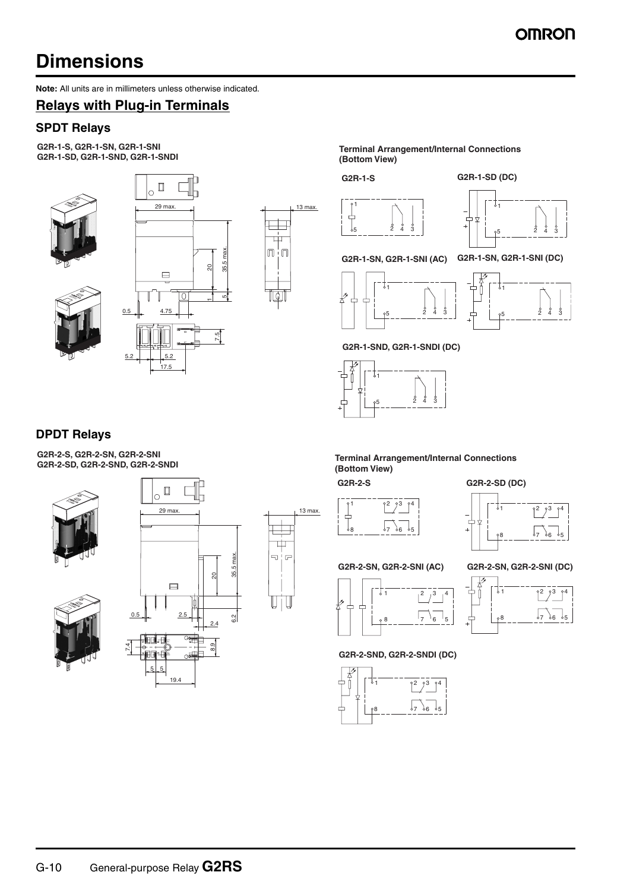# Dimensions

**Note:** All units are in millimeters unless otherwise indicated.

## Relays with Plug-in Terminals

### SPDT Relays

**G2R-1-S, G2R-1-SN, G2R-1-SNI**
**G2R-1-SD, G2R-1-SND, G2R-1-SNDI**

**Terminal Arrangement/Internal Connections (Bottom View)**

G2R-1-S

G2R-1-SD (DC)

G2R-1-SN, G2R-1-SNI (AC)

G2R-1-SN, G2R-1-SNI (DC)

G2R-1-SND, G2R-1-SNDI (DC)

### DPDT Relays

**G2R-2-S, G2R-2-SN, G2R-2-SNI**
**G2R-2-SD, G2R-2-SND, G2R-2-SNDI**

**Terminal Arrangement/Internal Connections (Bottom View)**

G2R-2-S

G2R-2-SD (DC)

G2R-2-SN, G2R-2-SNI (AC)

G2R-2-SN, G2R-2-SNI (DC)

G2R-2-SND, G2R-2-SNDI (DC)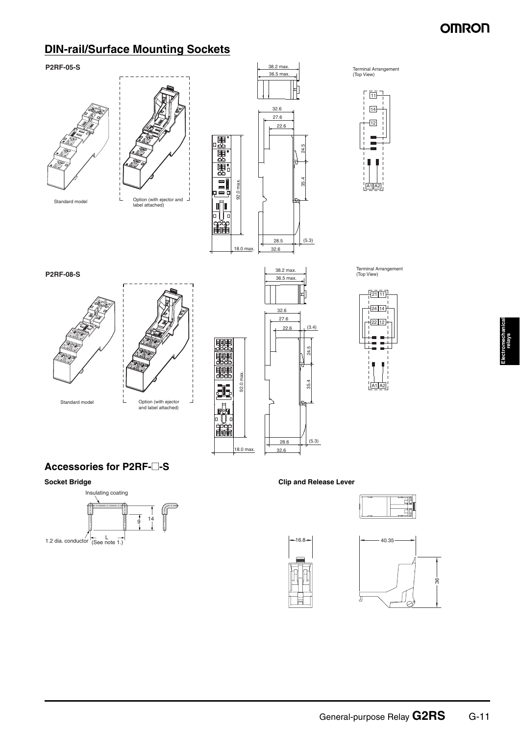# DIN-rail/Surface Mounting Sockets

**P2RF-05-S**

Standard model

Option (with ejector and label attached)

38.2 max.
36.5 max.
32.6
27.6
22.6
24.5
35.4
92.0 max.
28.5
(5.3)
18.0 max.
32.6

Terminal Arrangement (Top View)

11
14
12
A1 A2

**P2RF-08-S**

Standard model

Option (with ejector and label attached)

38.2 max.
36.5 max.
32.6
27.6
22.6
(3.4)
24.5
35.4
92.0 max.
28.6
(5.3)
18.0 max.
32.6

Terminal Arrangement (Top View)

21 11
24 14
22 12
A1 A2

## Accessories for P2RF-□-S

**Socket Bridge**

Insulating coating

14
9
1.2 dia. conductor
L (See note 1.)

**Clip and Release Lever**

16.8
40.35
36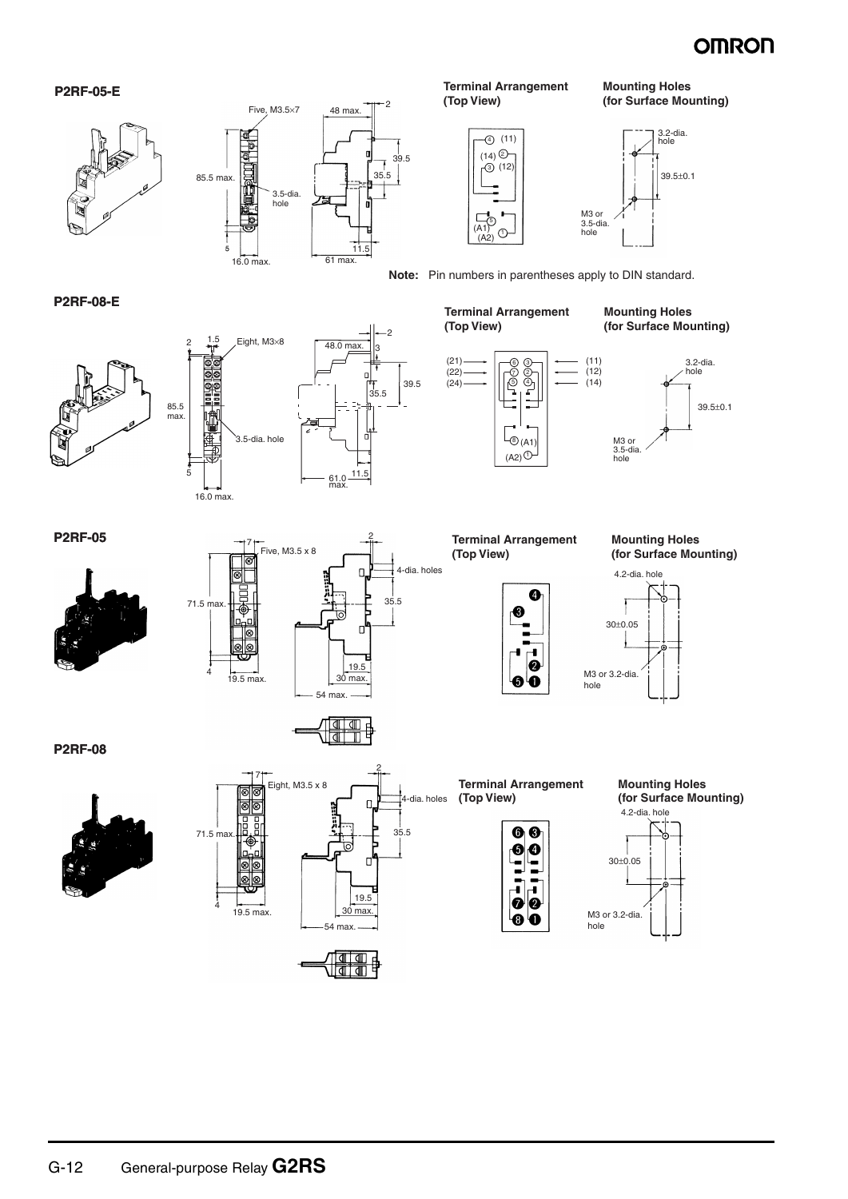### P2RF-05-E

Five, M3.5×7

48 max.

2

39.5

35.5

85.5 max.

3.5-dia. hole

5

16.0 max.

11.5

61 max.

**Terminal Arrangement (Top View)**

4 (11)

(14) 2

3 (12)

5 (A1)

(A2) 1

**Mounting Holes (for Surface Mounting)**

3.2-dia. hole

39.5±0.1

M3 or 3.5-dia. hole

**Note:** Pin numbers in parentheses apply to DIN standard.

### P2RF-08-E

2 1.5 Eight, M3×8

48.0 max.

2

3

39.5

35.5

85.5 max.

3.5-dia. hole

5

16.0 max.

11.5

61.0 max.

**Terminal Arrangement (Top View)**

(21) (22) (24)

8 3

7 2

5 4

(11) (12) (14)

6 (A1)

(A2) 1

**Mounting Holes (for Surface Mounting)**

3.2-dia. hole

39.5±0.1

M3 or 3.5-dia. hole

### P2RF-05

7 Five, M3.5 x 8

2

4-dia. holes

35.5

71.5 max.

4

19.5 max.

19.5

30 max.

54 max.

**Terminal Arrangement (Top View)**

4

3

2

5 1

**Mounting Holes (for Surface Mounting)**

4.2-dia. hole

30±0.05

M3 or 3.2-dia. hole

### P2RF-08

7 Eight, M3.5 x 8

2

4-dia. holes

35.5

71.5 max.

4

19.5 max.

19.5

30 max.

54 max.

**Terminal Arrangement (Top View)**

6 3

5 4

7 2

8 1

**Mounting Holes (for Surface Mounting)**

4.2-dia. hole

30±0.05

M3 or 3.2-dia. hole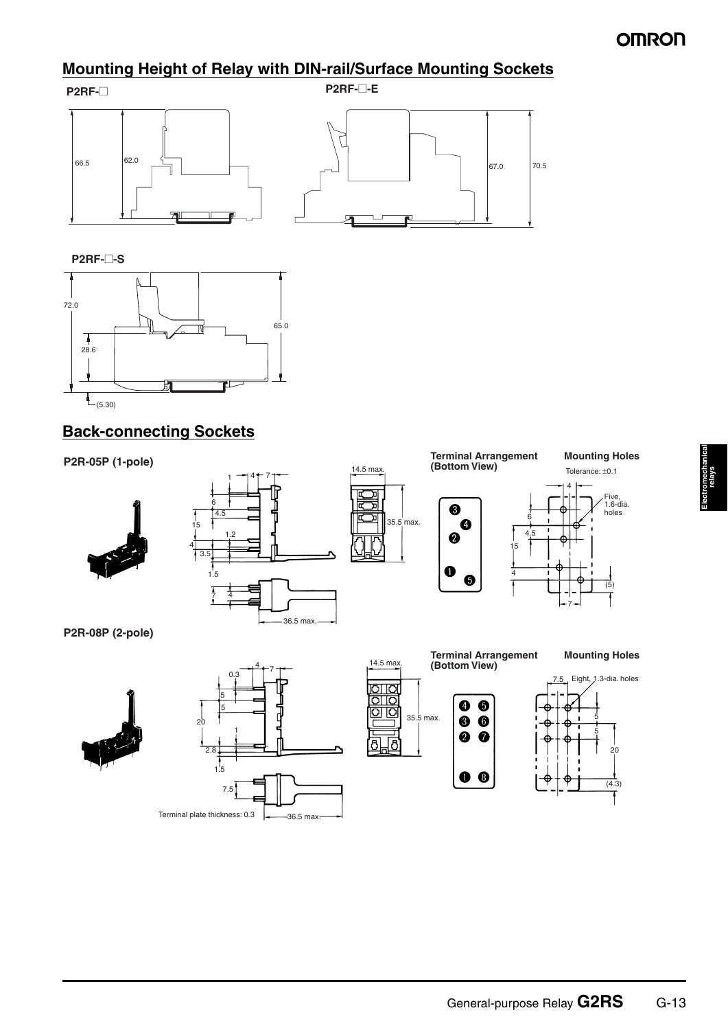## Mounting Height of Relay with DIN-rail/Surface Mounting Sockets

**P2RF-□**

66.5

62.0

**P2RF-□-E**

67.0

70.5

**P2RF-□-S**

72.0

65.0

28.6

(5.30)

## Back-connecting Sockets

**P2R-05P (1-pole)**

1 4 7

6

4.5

15

1.2

4

3.5

1.5

7 4

36.5 max.

14.5 max.

35.5 max.

**Terminal Arrangement (Bottom View)**

**Mounting Holes**

Tolerance: ±0.1

4

Five, 1.6-dia. holes

6

4.5

15

4

(5)

7

**P2R-08P (2-pole)**

4 7

0.3

5

5

20

1

2.8

1.5

7.5

Terminal plate thickness: 0.3

36.5 max.

14.5 max.

35.5 max.

**Terminal Arrangement (Bottom View)**

**Mounting Holes**

7.5 Eight, 1.3-dia. holes

5

5

20

(4.3)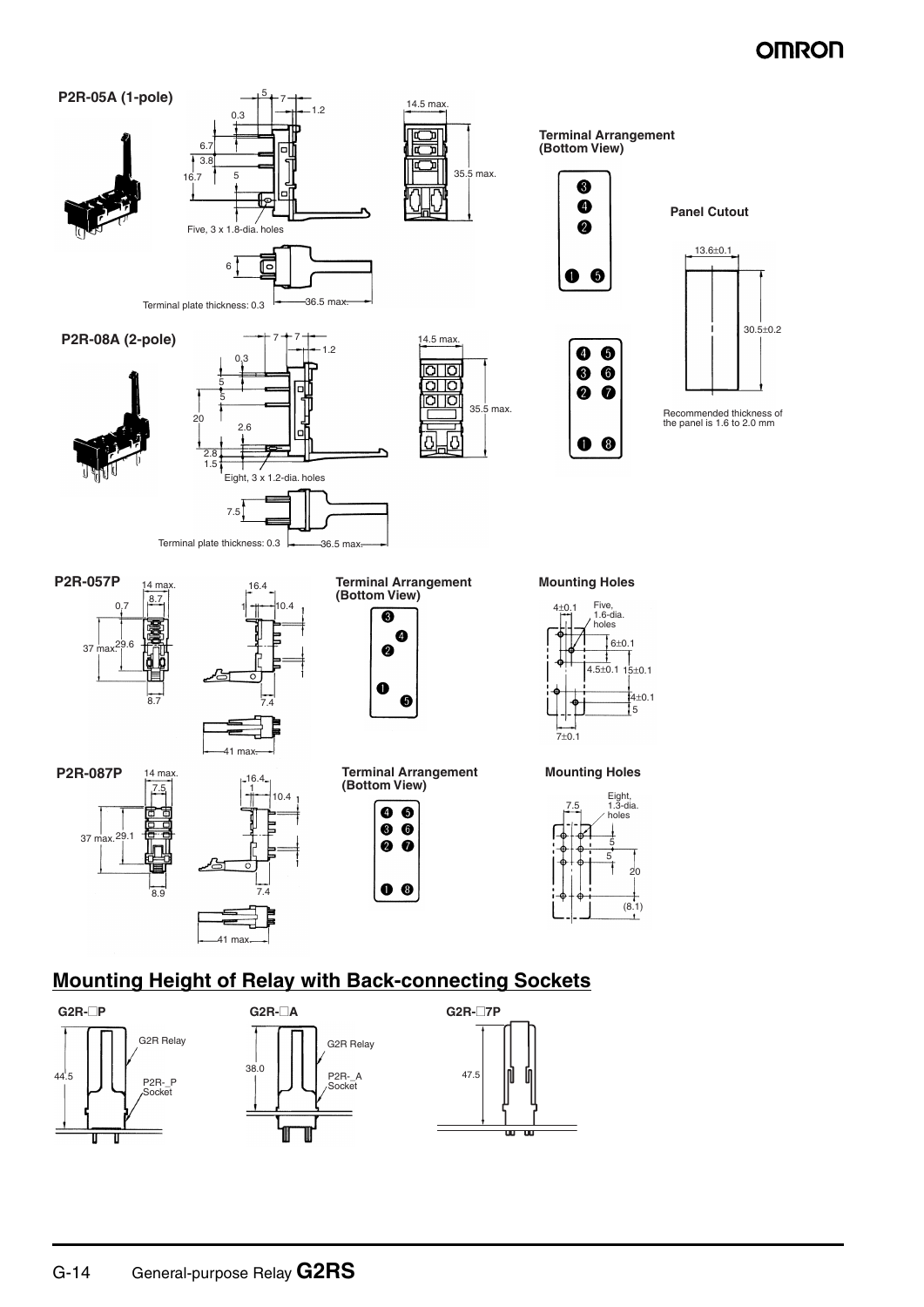### P2R-05A (1-pole)

5 7 0.3 1.2 6.7 3.8 16.7 5

Five, 3 x 1.8-dia. holes

14.5 max. 35.5 max.

6

Terminal plate thickness: 0.3 36.5 max.

**Terminal Arrangement (Bottom View)**

**Panel Cutout**

13.6±0.1

30.5±0.2

Recommended thickness of the panel is 1.6 to 2.0 mm

### P2R-08A (2-pole)

7 7 0.3 1.2 5 5 20 2.6 2.8 1.5

Eight, 3 x 1.2-dia. holes

14.5 max. 35.5 max.

7.5

Terminal plate thickness: 0.3 36.5 max.

### P2R-057P

14 max. 8.7 0.7 37 max. 29.6 8.7

16.4 1 10.4 7.4

41 max.

**Terminal Arrangement (Bottom View)**

**Mounting Holes**

4±0.1 Five, 1.6-dia. holes 6±0.1 4.5±0.1 15±0.1 4±0.1 5 7±0.1

### P2R-087P

14 max. 7.5 37 max. 29.1 8.9

16.4 1 10.4 7.4

41 max.

**Terminal Arrangement (Bottom View)**

**Mounting Holes**

7.5 Eight, 1.3-dia. holes 5 5 20 (8.1)

## Mounting Height of Relay with Back-connecting Sockets

**G2R-□P**

G2R Relay

44.5

P2R-_P Socket

**G2R-□A**

G2R Relay

38.0

P2R-_A Socket

**G2R-□7P**

47.5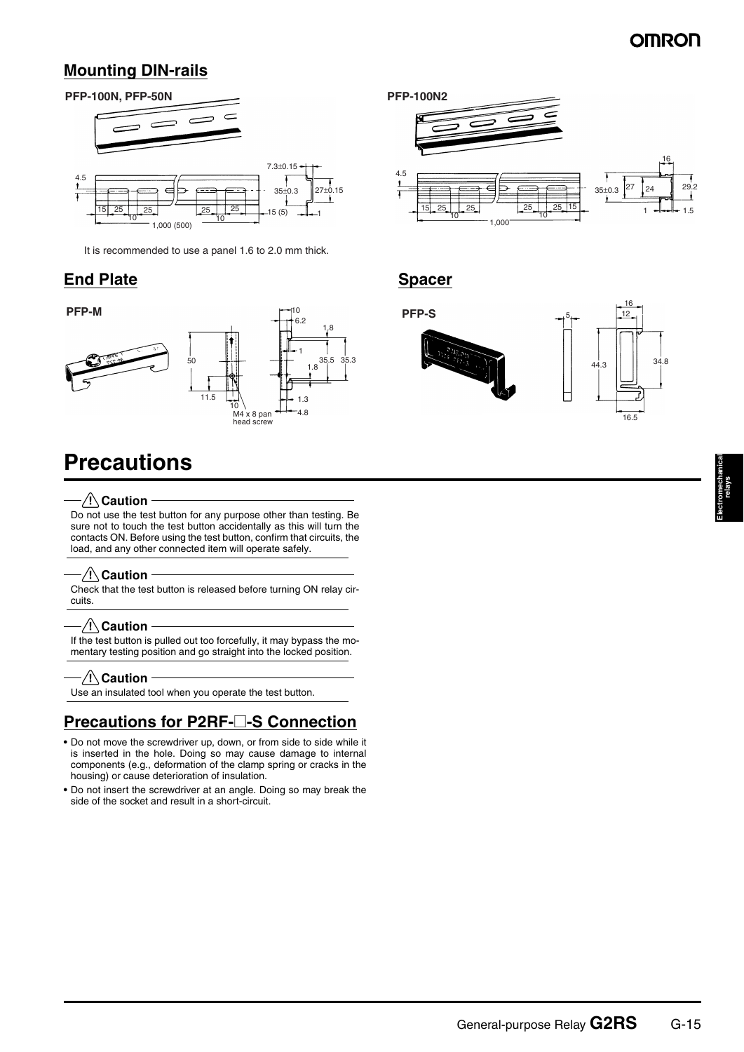## Mounting DIN-rails

**PFP-100N, PFP-50N**

**PFP-100N2**

It is recommended to use a panel 1.6 to 2.0 mm thick.

## End Plate

**PFP-M**

## Spacer

**PFP-S**

# Precautions

**⚠ Caution**

Do not use the test button for any purpose other than testing. Be sure not to touch the test button accidentally as this will turn the contacts ON. Before using the test button, confirm that circuits, the load, and any other connected item will operate safely.

**⚠ Caution**

Check that the test button is released before turning ON relay circuits.

**⚠ Caution**

If the test button is pulled out too forcefully, it may bypass the momentary testing position and go straight into the locked position.

**⚠ Caution**

Use an insulated tool when you operate the test button.

## Precautions for P2RF-□-S Connection

- Do not move the screwdriver up, down, or from side to side while it is inserted in the hole. Doing so may cause damage to internal components (e.g., deformation of the clamp spring or cracks in the housing) or cause deterioration of insulation.
- Do not insert the screwdriver at an angle. Doing so may break the side of the socket and result in a short-circuit.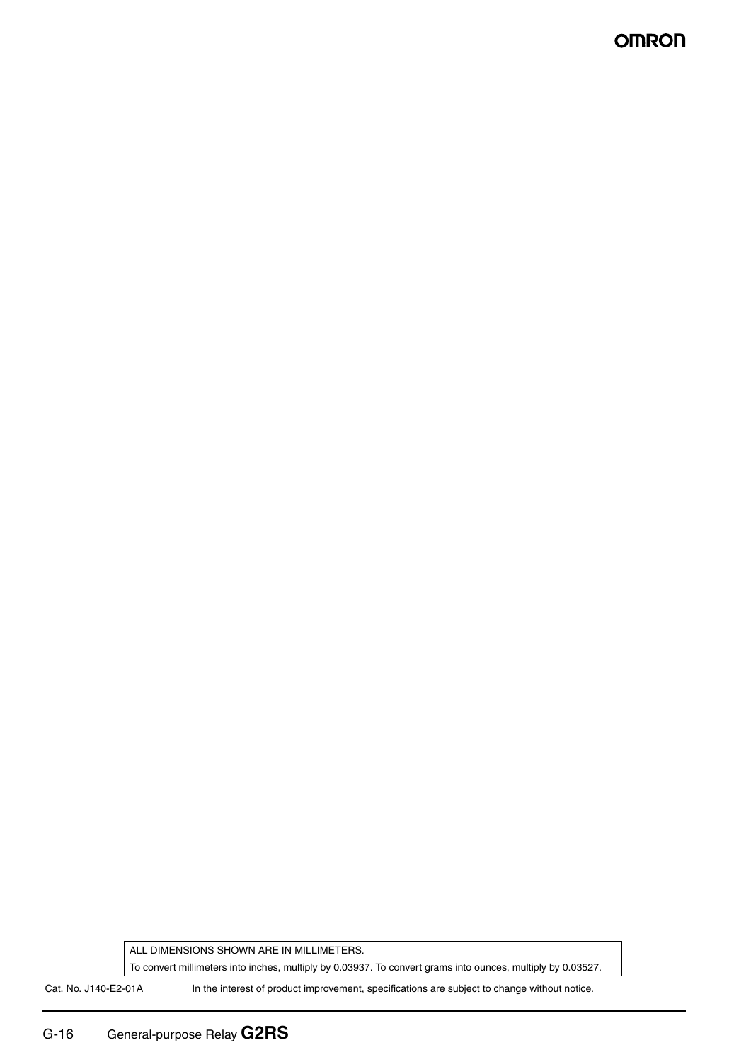ALL DIMENSIONS SHOWN ARE IN MILLIMETERS.

To convert millimeters into inches, multiply by 0.03937. To convert grams into ounces, multiply by 0.03527.

Cat. No. J140-E2-01A

In the interest of product improvement, specifications are subject to change without notice.